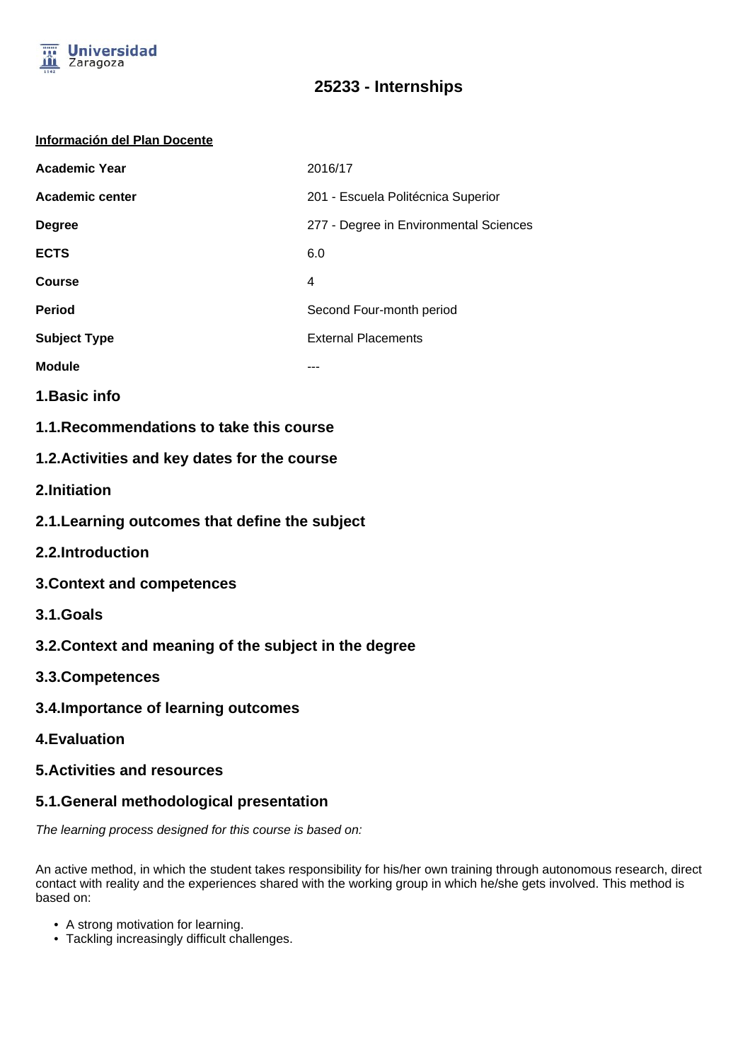# 25233 - Internships

**Información del Plan Docente**

| | |
|---|---|
| **Academic Year** | 2016/17 |
| **Academic center** | 201 - Escuela Politécnica Superior |
| **Degree** | 277 - Degree in Environmental Sciences |
| **ECTS** | 6.0 |
| **Course** | 4 |
| **Period** | Second Four-month period |
| **Subject Type** | External Placements |
| **Module** | --- |

## 1.Basic info

## 1.1.Recommendations to take this course

## 1.2.Activities and key dates for the course

## 2.Initiation

## 2.1.Learning outcomes that define the subject

## 2.2.Introduction

## 3.Context and competences

## 3.1.Goals

## 3.2.Context and meaning of the subject in the degree

## 3.3.Competences

## 3.4.Importance of learning outcomes

## 4.Evaluation

## 5.Activities and resources

## 5.1.General methodological presentation

*The learning process designed for this course is based on:*

An active method, in which the student takes responsibility for his/her own training through autonomous research, direct contact with reality and the experiences shared with the working group in which he/she gets involved. This method is based on:

- A strong motivation for learning.
- Tackling increasingly difficult challenges.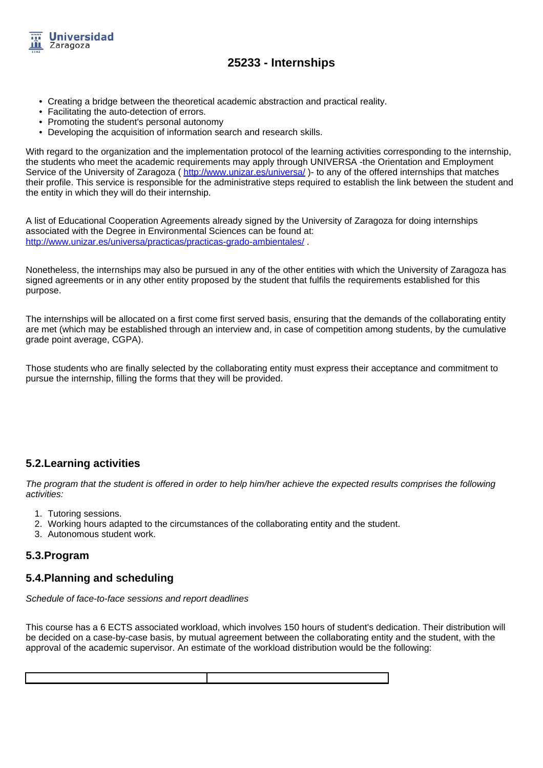- Creating a bridge between the theoretical academic abstraction and practical reality.
- Facilitating the auto-detection of errors.
- Promoting the student's personal autonomy
- Developing the acquisition of information search and research skills.

With regard to the organization and the implementation protocol of the learning activities corresponding to the internship, the students who meet the academic requirements may apply through UNIVERSA -the Orientation and Employment Service of the University of Zaragoza ( http://www.unizar.es/universa/ )- to any of the offered internships that matches their profile. This service is responsible for the administrative steps required to establish the link between the student and the entity in which they will do their internship.

A list of Educational Cooperation Agreements already signed by the University of Zaragoza for doing internships associated with the Degree in Environmental Sciences can be found at: http://www.unizar.es/universa/practicas/practicas-grado-ambientales/ .

Nonetheless, the internships may also be pursued in any of the other entities with which the University of Zaragoza has signed agreements or in any other entity proposed by the student that fulfils the requirements established for this purpose.

The internships will be allocated on a first come first served basis, ensuring that the demands of the collaborating entity are met (which may be established through an interview and, in case of competition among students, by the cumulative grade point average, CGPA).

Those students who are finally selected by the collaborating entity must express their acceptance and commitment to pursue the internship, filling the forms that they will be provided.

## 5.2.Learning activities

*The program that the student is offered in order to help him/her achieve the expected results comprises the following activities:*

1. Tutoring sessions.
2. Working hours adapted to the circumstances of the collaborating entity and the student.
3. Autonomous student work.

## 5.3.Program

## 5.4.Planning and scheduling

*Schedule of face-to-face sessions and report deadlines*

This course has a 6 ECTS associated workload, which involves 150 hours of student's dedication. Their distribution will be decided on a case-by-case basis, by mutual agreement between the collaborating entity and the student, with the approval of the academic supervisor. An estimate of the workload distribution would be the following:

| | |
|---|---|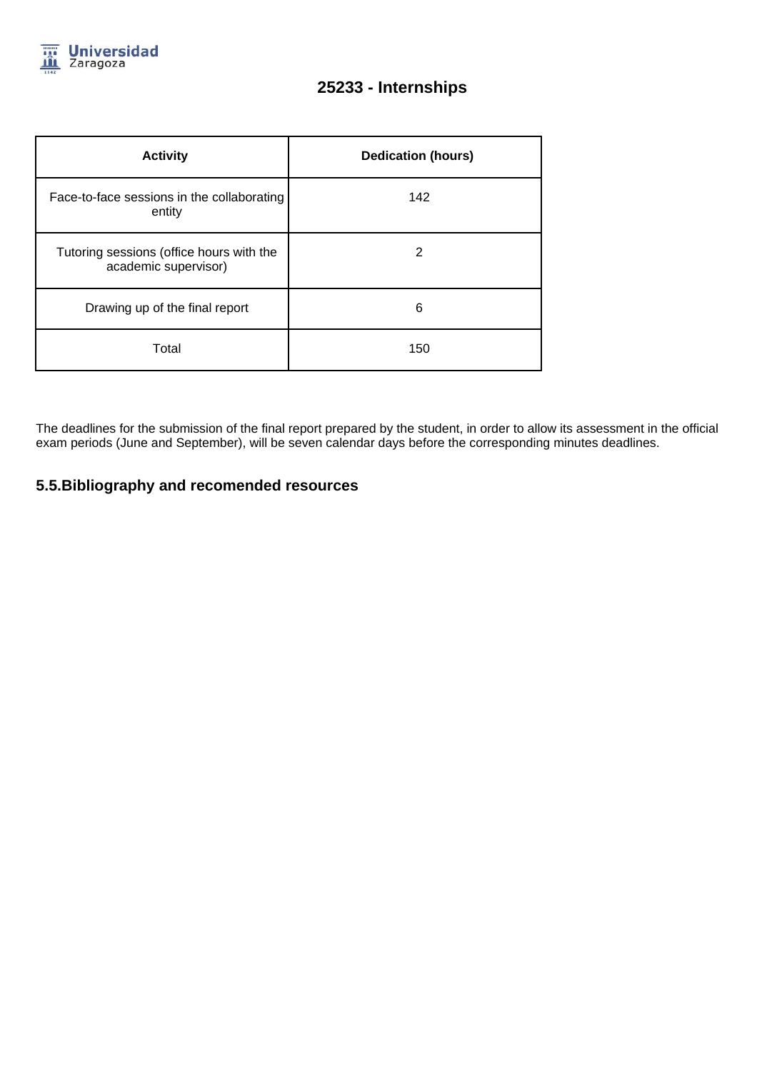# 25233 - Internships

| Activity | Dedication (hours) |
|---|---|
| Face-to-face sessions in the collaborating entity | 142 |
| Tutoring sessions (office hours with the academic supervisor) | 2 |
| Drawing up of the final report | 6 |
| Total | 150 |

The deadlines for the submission of the final report prepared by the student, in order to allow its assessment in the official exam periods (June and September), will be seven calendar days before the corresponding minutes deadlines.

## 5.5.Bibliography and recomended resources